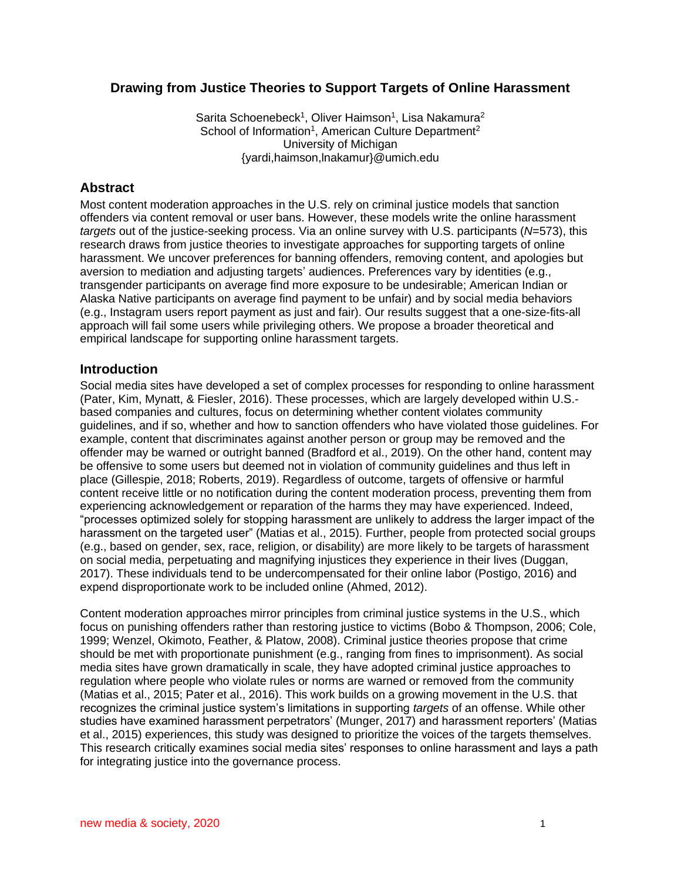# Drawing from Justice Theories to Support Targets of Online Harassment

Sarita Schoenebeck[1], Oliver Haimson[1], Lisa Nakamura[2]
School of Information[1], American Culture Department[2]
University of Michigan
{yardi,haimson,lnakamur}@umich.edu

## Abstract

Most content moderation approaches in the U.S. rely on criminal justice models that sanction offenders via content removal or user bans. However, these models write the online harassment *targets* out of the justice-seeking process. Via an online survey with U.S. participants (*N*=573), this research draws from justice theories to investigate approaches for supporting targets of online harassment. We uncover preferences for banning offenders, removing content, and apologies but aversion to mediation and adjusting targets' audiences. Preferences vary by identities (e.g., transgender participants on average find more exposure to be undesirable; American Indian or Alaska Native participants on average find payment to be unfair) and by social media behaviors (e.g., Instagram users report payment as just and fair). Our results suggest that a one-size-fits-all approach will fail some users while privileging others. We propose a broader theoretical and empirical landscape for supporting online harassment targets.

## Introduction

Social media sites have developed a set of complex processes for responding to online harassment (Pater, Kim, Mynatt, & Fiesler, 2016). These processes, which are largely developed within U.S.-based companies and cultures, focus on determining whether content violates community guidelines, and if so, whether and how to sanction offenders who have violated those guidelines. For example, content that discriminates against another person or group may be removed and the offender may be warned or outright banned (Bradford et al., 2019). On the other hand, content may be offensive to some users but deemed not in violation of community guidelines and thus left in place (Gillespie, 2018; Roberts, 2019). Regardless of outcome, targets of offensive or harmful content receive little or no notification during the content moderation process, preventing them from experiencing acknowledgement or reparation of the harms they may have experienced. Indeed, "processes optimized solely for stopping harassment are unlikely to address the larger impact of the harassment on the targeted user" (Matias et al., 2015). Further, people from protected social groups (e.g., based on gender, sex, race, religion, or disability) are more likely to be targets of harassment on social media, perpetuating and magnifying injustices they experience in their lives (Duggan, 2017). These individuals tend to be undercompensated for their online labor (Postigo, 2016) and expend disproportionate work to be included online (Ahmed, 2012).

Content moderation approaches mirror principles from criminal justice systems in the U.S., which focus on punishing offenders rather than restoring justice to victims (Bobo & Thompson, 2006; Cole, 1999; Wenzel, Okimoto, Feather, & Platow, 2008). Criminal justice theories propose that crime should be met with proportionate punishment (e.g., ranging from fines to imprisonment). As social media sites have grown dramatically in scale, they have adopted criminal justice approaches to regulation where people who violate rules or norms are warned or removed from the community (Matias et al., 2015; Pater et al., 2016). This work builds on a growing movement in the U.S. that recognizes the criminal justice system's limitations in supporting *targets* of an offense. While other studies have examined harassment perpetrators' (Munger, 2017) and harassment reporters' (Matias et al., 2015) experiences, this study was designed to prioritize the voices of the targets themselves. This research critically examines social media sites' responses to online harassment and lays a path for integrating justice into the governance process.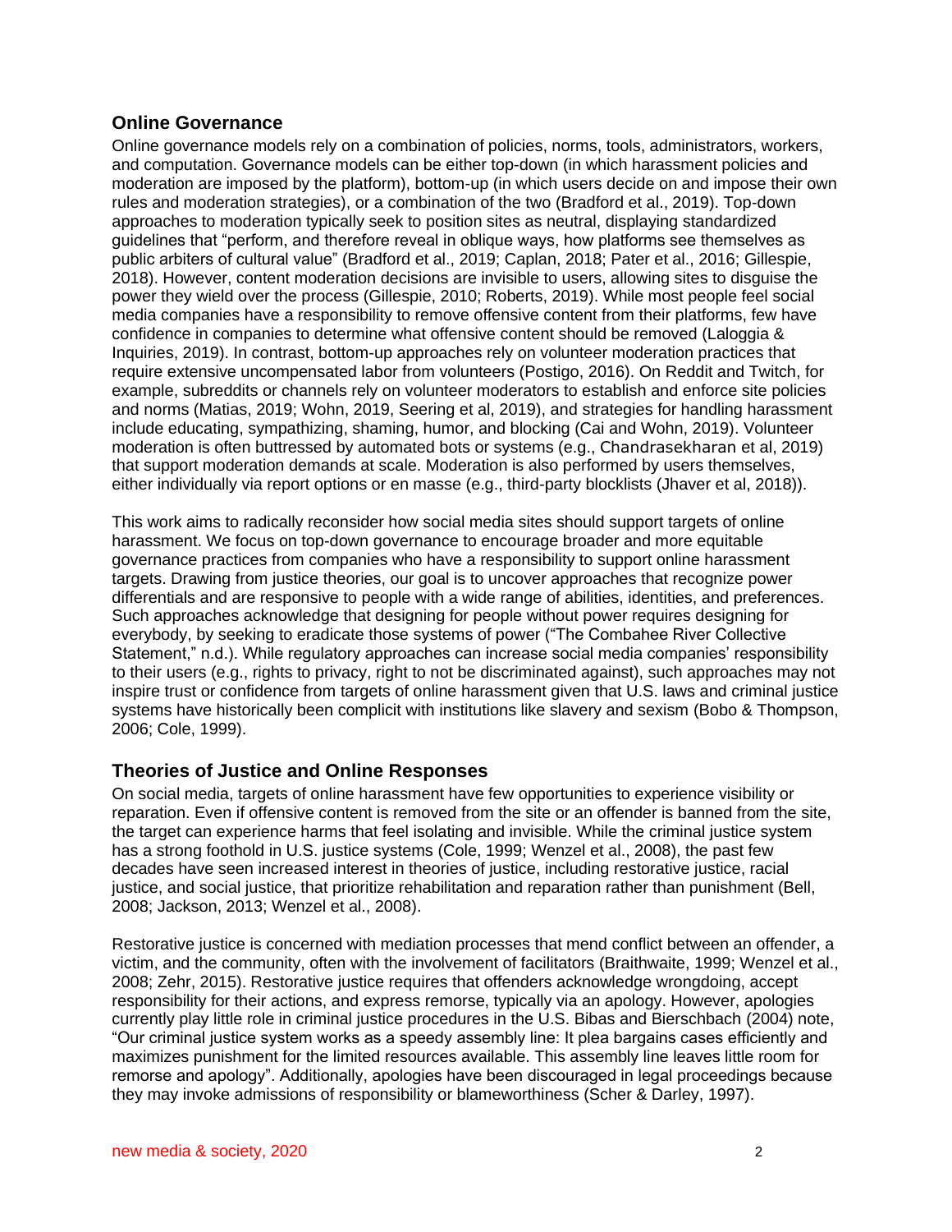## Online Governance

Online governance models rely on a combination of policies, norms, tools, administrators, workers, and computation. Governance models can be either top-down (in which harassment policies and moderation are imposed by the platform), bottom-up (in which users decide on and impose their own rules and moderation strategies), or a combination of the two (Bradford et al., 2019). Top-down approaches to moderation typically seek to position sites as neutral, displaying standardized guidelines that "perform, and therefore reveal in oblique ways, how platforms see themselves as public arbiters of cultural value" (Bradford et al., 2019; Caplan, 2018; Pater et al., 2016; Gillespie, 2018). However, content moderation decisions are invisible to users, allowing sites to disguise the power they wield over the process (Gillespie, 2010; Roberts, 2019). While most people feel social media companies have a responsibility to remove offensive content from their platforms, few have confidence in companies to determine what offensive content should be removed (Laloggia & Inquiries, 2019). In contrast, bottom-up approaches rely on volunteer moderation practices that require extensive uncompensated labor from volunteers (Postigo, 2016). On Reddit and Twitch, for example, subreddits or channels rely on volunteer moderators to establish and enforce site policies and norms (Matias, 2019; Wohn, 2019, Seering et al, 2019), and strategies for handling harassment include educating, sympathizing, shaming, humor, and blocking (Cai and Wohn, 2019). Volunteer moderation is often buttressed by automated bots or systems (e.g., Chandrasekharan et al, 2019) that support moderation demands at scale. Moderation is also performed by users themselves, either individually via report options or en masse (e.g., third-party blocklists (Jhaver et al, 2018)).

This work aims to radically reconsider how social media sites should support targets of online harassment. We focus on top-down governance to encourage broader and more equitable governance practices from companies who have a responsibility to support online harassment targets. Drawing from justice theories, our goal is to uncover approaches that recognize power differentials and are responsive to people with a wide range of abilities, identities, and preferences. Such approaches acknowledge that designing for people without power requires designing for everybody, by seeking to eradicate those systems of power ("The Combahee River Collective Statement," n.d.). While regulatory approaches can increase social media companies' responsibility to their users (e.g., rights to privacy, right to not be discriminated against), such approaches may not inspire trust or confidence from targets of online harassment given that U.S. laws and criminal justice systems have historically been complicit with institutions like slavery and sexism (Bobo & Thompson, 2006; Cole, 1999).

## Theories of Justice and Online Responses

On social media, targets of online harassment have few opportunities to experience visibility or reparation. Even if offensive content is removed from the site or an offender is banned from the site, the target can experience harms that feel isolating and invisible. While the criminal justice system has a strong foothold in U.S. justice systems (Cole, 1999; Wenzel et al., 2008), the past few decades have seen increased interest in theories of justice, including restorative justice, racial justice, and social justice, that prioritize rehabilitation and reparation rather than punishment (Bell, 2008; Jackson, 2013; Wenzel et al., 2008).

Restorative justice is concerned with mediation processes that mend conflict between an offender, a victim, and the community, often with the involvement of facilitators (Braithwaite, 1999; Wenzel et al., 2008; Zehr, 2015). Restorative justice requires that offenders acknowledge wrongdoing, accept responsibility for their actions, and express remorse, typically via an apology. However, apologies currently play little role in criminal justice procedures in the U.S. Bibas and Bierschbach (2004) note, "Our criminal justice system works as a speedy assembly line: It plea bargains cases efficiently and maximizes punishment for the limited resources available. This assembly line leaves little room for remorse and apology". Additionally, apologies have been discouraged in legal proceedings because they may invoke admissions of responsibility or blameworthiness (Scher & Darley, 1997).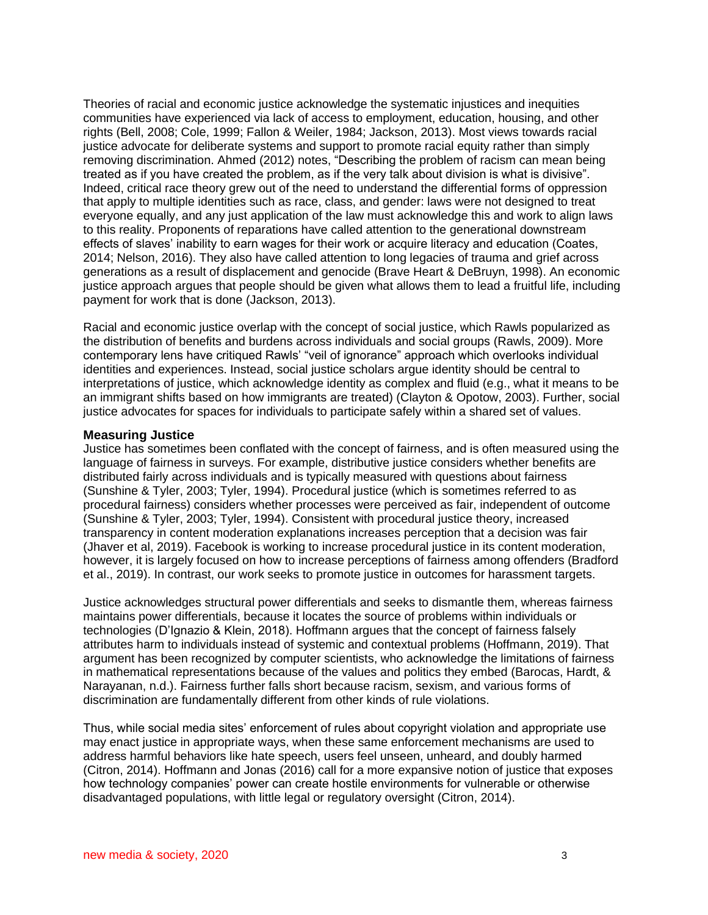Theories of racial and economic justice acknowledge the systematic injustices and inequities communities have experienced via lack of access to employment, education, housing, and other rights (Bell, 2008; Cole, 1999; Fallon & Weiler, 1984; Jackson, 2013). Most views towards racial justice advocate for deliberate systems and support to promote racial equity rather than simply removing discrimination. Ahmed (2012) notes, "Describing the problem of racism can mean being treated as if you have created the problem, as if the very talk about division is what is divisive". Indeed, critical race theory grew out of the need to understand the differential forms of oppression that apply to multiple identities such as race, class, and gender: laws were not designed to treat everyone equally, and any just application of the law must acknowledge this and work to align laws to this reality. Proponents of reparations have called attention to the generational downstream effects of slaves' inability to earn wages for their work or acquire literacy and education (Coates, 2014; Nelson, 2016). They also have called attention to long legacies of trauma and grief across generations as a result of displacement and genocide (Brave Heart & DeBruyn, 1998). An economic justice approach argues that people should be given what allows them to lead a fruitful life, including payment for work that is done (Jackson, 2013).

Racial and economic justice overlap with the concept of social justice, which Rawls popularized as the distribution of benefits and burdens across individuals and social groups (Rawls, 2009). More contemporary lens have critiqued Rawls' "veil of ignorance" approach which overlooks individual identities and experiences. Instead, social justice scholars argue identity should be central to interpretations of justice, which acknowledge identity as complex and fluid (e.g., what it means to be an immigrant shifts based on how immigrants are treated) (Clayton & Opotow, 2003). Further, social justice advocates for spaces for individuals to participate safely within a shared set of values.

### Measuring Justice

Justice has sometimes been conflated with the concept of fairness, and is often measured using the language of fairness in surveys. For example, distributive justice considers whether benefits are distributed fairly across individuals and is typically measured with questions about fairness (Sunshine & Tyler, 2003; Tyler, 1994). Procedural justice (which is sometimes referred to as procedural fairness) considers whether processes were perceived as fair, independent of outcome (Sunshine & Tyler, 2003; Tyler, 1994). Consistent with procedural justice theory, increased transparency in content moderation explanations increases perception that a decision was fair (Jhaver et al, 2019). Facebook is working to increase procedural justice in its content moderation, however, it is largely focused on how to increase perceptions of fairness among offenders (Bradford et al., 2019). In contrast, our work seeks to promote justice in outcomes for harassment targets.

Justice acknowledges structural power differentials and seeks to dismantle them, whereas fairness maintains power differentials, because it locates the source of problems within individuals or technologies (D'Ignazio & Klein, 2018). Hoffmann argues that the concept of fairness falsely attributes harm to individuals instead of systemic and contextual problems (Hoffmann, 2019). That argument has been recognized by computer scientists, who acknowledge the limitations of fairness in mathematical representations because of the values and politics they embed (Barocas, Hardt, & Narayanan, n.d.). Fairness further falls short because racism, sexism, and various forms of discrimination are fundamentally different from other kinds of rule violations.

Thus, while social media sites' enforcement of rules about copyright violation and appropriate use may enact justice in appropriate ways, when these same enforcement mechanisms are used to address harmful behaviors like hate speech, users feel unseen, unheard, and doubly harmed (Citron, 2014). Hoffmann and Jonas (2016) call for a more expansive notion of justice that exposes how technology companies' power can create hostile environments for vulnerable or otherwise disadvantaged populations, with little legal or regulatory oversight (Citron, 2014).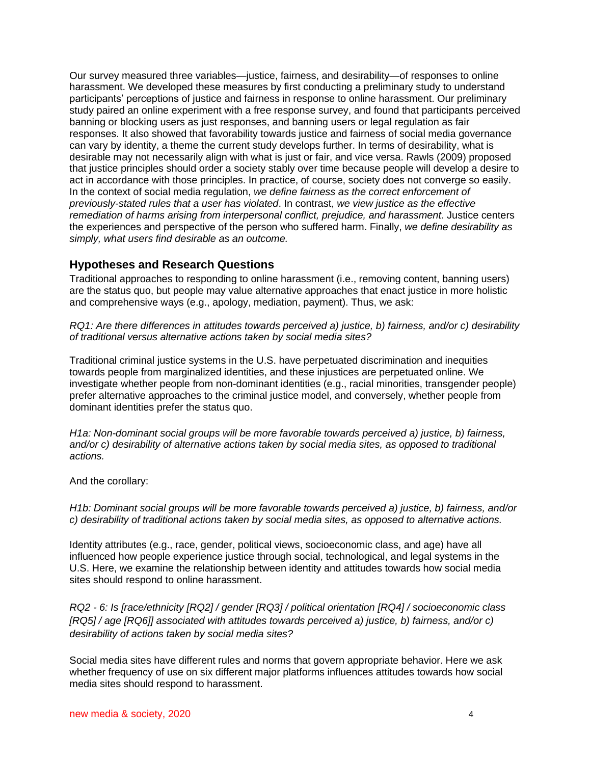Our survey measured three variables—justice, fairness, and desirability—of responses to online harassment. We developed these measures by first conducting a preliminary study to understand participants' perceptions of justice and fairness in response to online harassment. Our preliminary study paired an online experiment with a free response survey, and found that participants perceived banning or blocking users as just responses, and banning users or legal regulation as fair responses. It also showed that favorability towards justice and fairness of social media governance can vary by identity, a theme the current study develops further. In terms of desirability, what is desirable may not necessarily align with what is just or fair, and vice versa. Rawls (2009) proposed that justice principles should order a society stably over time because people will develop a desire to act in accordance with those principles. In practice, of course, society does not converge so easily. In the context of social media regulation, *we define fairness as the correct enforcement of previously-stated rules that a user has violated*. In contrast, *we view justice as the effective remediation of harms arising from interpersonal conflict, prejudice, and harassment*. Justice centers the experiences and perspective of the person who suffered harm. Finally, *we define desirability as simply, what users find desirable as an outcome.*

## Hypotheses and Research Questions

Traditional approaches to responding to online harassment (i.e., removing content, banning users) are the status quo, but people may value alternative approaches that enact justice in more holistic and comprehensive ways (e.g., apology, mediation, payment). Thus, we ask:

*RQ1: Are there differences in attitudes towards perceived a) justice, b) fairness, and/or c) desirability of traditional versus alternative actions taken by social media sites?*

Traditional criminal justice systems in the U.S. have perpetuated discrimination and inequities towards people from marginalized identities, and these injustices are perpetuated online. We investigate whether people from non-dominant identities (e.g., racial minorities, transgender people) prefer alternative approaches to the criminal justice model, and conversely, whether people from dominant identities prefer the status quo.

*H1a: Non-dominant social groups will be more favorable towards perceived a) justice, b) fairness, and/or c) desirability of alternative actions taken by social media sites, as opposed to traditional actions.*

And the corollary:

*H1b: Dominant social groups will be more favorable towards perceived a) justice, b) fairness, and/or c) desirability of traditional actions taken by social media sites, as opposed to alternative actions.*

Identity attributes (e.g., race, gender, political views, socioeconomic class, and age) have all influenced how people experience justice through social, technological, and legal systems in the U.S. Here, we examine the relationship between identity and attitudes towards how social media sites should respond to online harassment.

*RQ2 - 6: Is [race/ethnicity [RQ2] / gender [RQ3] / political orientation [RQ4] / socioeconomic class [RQ5] / age [RQ6]] associated with attitudes towards perceived a) justice, b) fairness, and/or c) desirability of actions taken by social media sites?*

Social media sites have different rules and norms that govern appropriate behavior. Here we ask whether frequency of use on six different major platforms influences attitudes towards how social media sites should respond to harassment.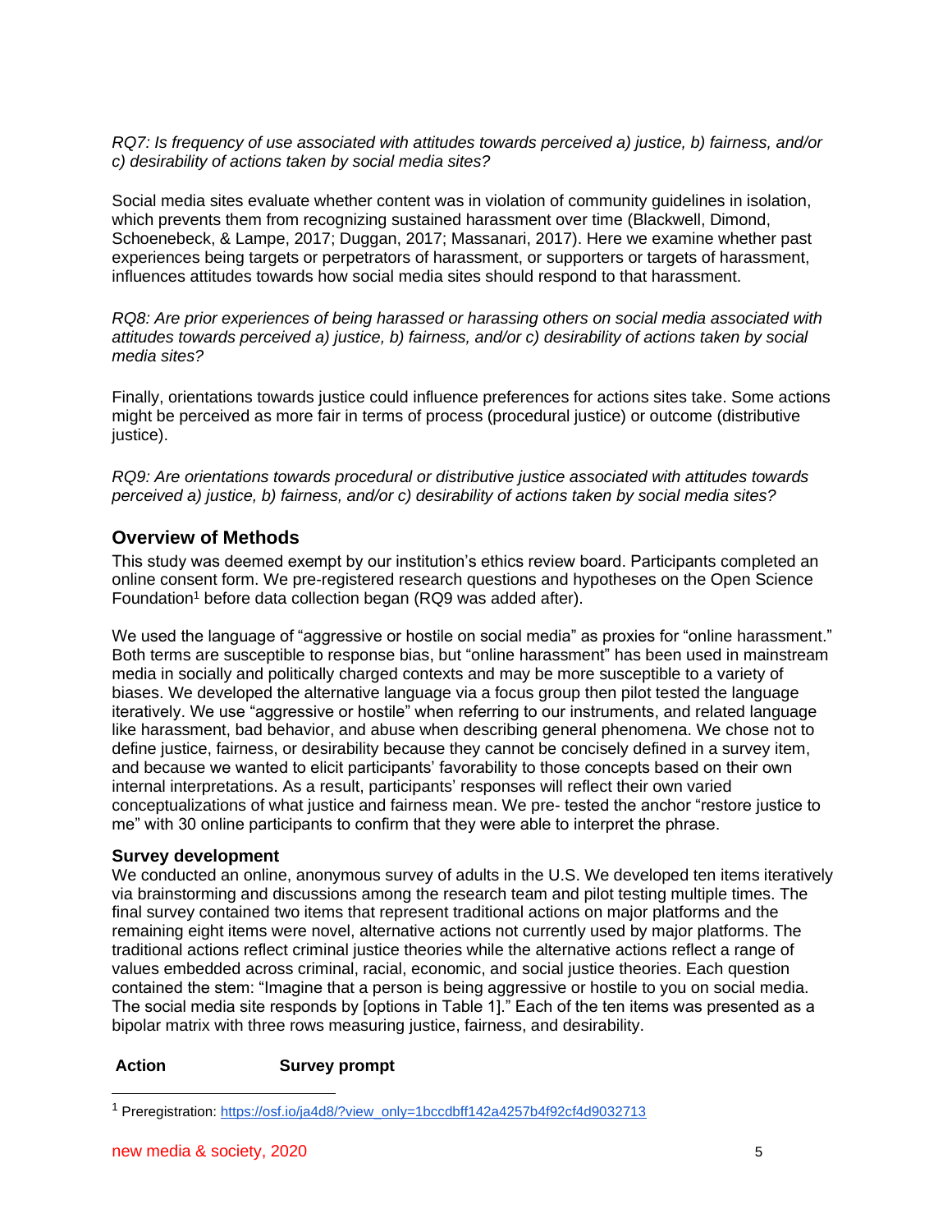*RQ7: Is frequency of use associated with attitudes towards perceived a) justice, b) fairness, and/or c) desirability of actions taken by social media sites?*

Social media sites evaluate whether content was in violation of community guidelines in isolation, which prevents them from recognizing sustained harassment over time (Blackwell, Dimond, Schoenebeck, & Lampe, 2017; Duggan, 2017; Massanari, 2017). Here we examine whether past experiences being targets or perpetrators of harassment, or supporters or targets of harassment, influences attitudes towards how social media sites should respond to that harassment.

*RQ8: Are prior experiences of being harassed or harassing others on social media associated with attitudes towards perceived a) justice, b) fairness, and/or c) desirability of actions taken by social media sites?*

Finally, orientations towards justice could influence preferences for actions sites take. Some actions might be perceived as more fair in terms of process (procedural justice) or outcome (distributive justice).

*RQ9: Are orientations towards procedural or distributive justice associated with attitudes towards perceived a) justice, b) fairness, and/or c) desirability of actions taken by social media sites?*

## Overview of Methods

This study was deemed exempt by our institution's ethics review board. Participants completed an online consent form. We pre-registered research questions and hypotheses on the Open Science Foundation[1] before data collection began (RQ9 was added after).

We used the language of "aggressive or hostile on social media" as proxies for "online harassment." Both terms are susceptible to response bias, but "online harassment" has been used in mainstream media in socially and politically charged contexts and may be more susceptible to a variety of biases. We developed the alternative language via a focus group then pilot tested the language iteratively. We use "aggressive or hostile" when referring to our instruments, and related language like harassment, bad behavior, and abuse when describing general phenomena. We chose not to define justice, fairness, or desirability because they cannot be concisely defined in a survey item, and because we wanted to elicit participants' favorability to those concepts based on their own internal interpretations. As a result, participants' responses will reflect their own varied conceptualizations of what justice and fairness mean. We pre- tested the anchor "restore justice to me" with 30 online participants to confirm that they were able to interpret the phrase.

### Survey development

We conducted an online, anonymous survey of adults in the U.S. We developed ten items iteratively via brainstorming and discussions among the research team and pilot testing multiple times. The final survey contained two items that represent traditional actions on major platforms and the remaining eight items were novel, alternative actions not currently used by major platforms. The traditional actions reflect criminal justice theories while the alternative actions reflect a range of values embedded across criminal, racial, economic, and social justice theories. Each question contained the stem: "Imagine that a person is being aggressive or hostile to you on social media. The social media site responds by [options in Table 1]." Each of the ten items was presented as a bipolar matrix with three rows measuring justice, fairness, and desirability.

| Action | Survey prompt |
|---|---|

[1] Preregistration: https://osf.io/ja4d8/?view_only=1bccdbff142a4257b4f92cf4d9032713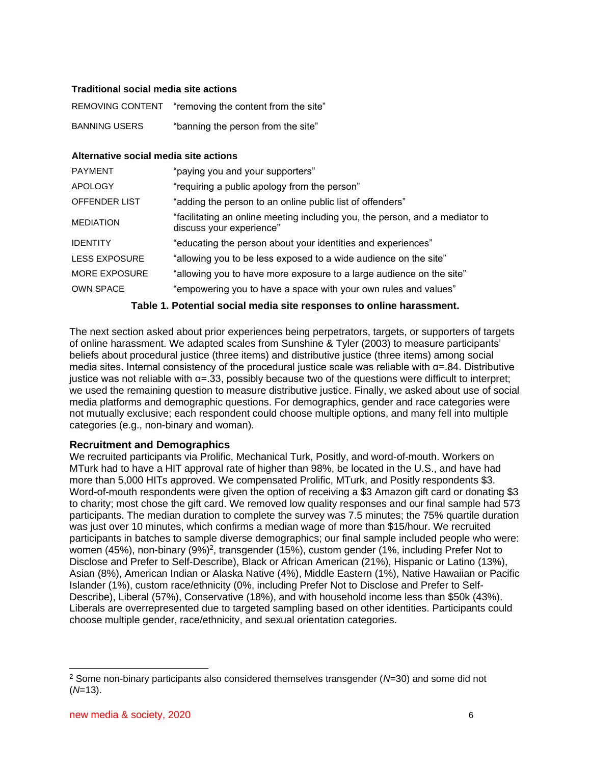| | |
|---|---|
| **Traditional social media site actions** | |
| REMOVING CONTENT | "removing the content from the site" |
| BANNING USERS | "banning the person from the site" |
| **Alternative social media site actions** | |
| PAYMENT | "paying you and your supporters" |
| APOLOGY | "requiring a public apology from the person" |
| OFFENDER LIST | "adding the person to an online public list of offenders" |
| MEDIATION | "facilitating an online meeting including you, the person, and a mediator to discuss your experience" |
| IDENTITY | "educating the person about your identities and experiences" |
| LESS EXPOSURE | "allowing you to be less exposed to a wide audience on the site" |
| MORE EXPOSURE | "allowing you to have more exposure to a large audience on the site" |
| OWN SPACE | "empowering you to have a space with your own rules and values" |

**Table 1. Potential social media site responses to online harassment.**

The next section asked about prior experiences being perpetrators, targets, or supporters of targets of online harassment. We adapted scales from Sunshine & Tyler (2003) to measure participants' beliefs about procedural justice (three items) and distributive justice (three items) among social media sites. Internal consistency of the procedural justice scale was reliable with $\alpha$=.84. Distributive justice was not reliable with $\alpha$=.33, possibly because two of the questions were difficult to interpret; we used the remaining question to measure distributive justice. Finally, we asked about use of social media platforms and demographic questions. For demographics, gender and race categories were not mutually exclusive; each respondent could choose multiple options, and many fell into multiple categories (e.g., non-binary and woman).

### Recruitment and Demographics

We recruited participants via Prolific, Mechanical Turk, Positly, and word-of-mouth. Workers on MTurk had to have a HIT approval rate of higher than 98%, be located in the U.S., and have had more than 5,000 HITs approved. We compensated Prolific, MTurk, and Positly respondents $3. Word-of-mouth respondents were given the option of receiving a $3 Amazon gift card or donating $3 to charity; most chose the gift card. We removed low quality responses and our final sample had 573 participants. The median duration to complete the survey was 7.5 minutes; the 75% quartile duration was just over 10 minutes, which confirms a median wage of more than $15/hour. We recruited participants in batches to sample diverse demographics; our final sample included people who were: women (45%), non-binary (9%)[2], transgender (15%), custom gender (1%, including Prefer Not to Disclose and Prefer to Self-Describe), Black or African American (21%), Hispanic or Latino (13%), Asian (8%), American Indian or Alaska Native (4%), Middle Eastern (1%), Native Hawaiian or Pacific Islander (1%), custom race/ethnicity (0%, including Prefer Not to Disclose and Prefer to Self-Describe), Liberal (57%), Conservative (18%), and with household income less than $50k (43%). Liberals are overrepresented due to targeted sampling based on other identities. Participants could choose multiple gender, race/ethnicity, and sexual orientation categories.

---

[2] Some non-binary participants also considered themselves transgender (*N*=30) and some did not (*N*=13).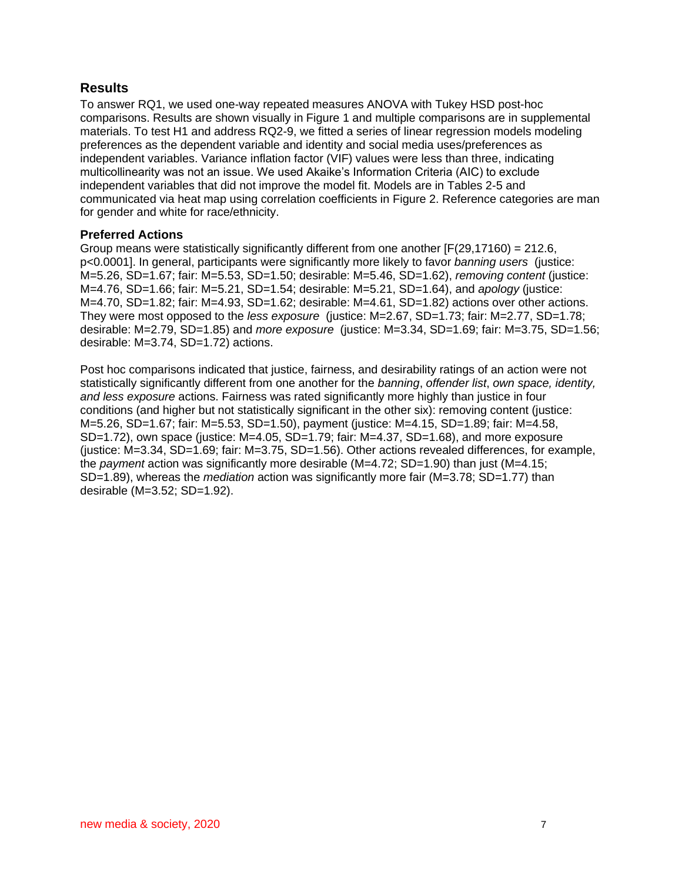## Results

To answer RQ1, we used one-way repeated measures ANOVA with Tukey HSD post-hoc comparisons. Results are shown visually in Figure 1 and multiple comparisons are in supplemental materials. To test H1 and address RQ2-9, we fitted a series of linear regression models modeling preferences as the dependent variable and identity and social media uses/preferences as independent variables. Variance inflation factor (VIF) values were less than three, indicating multicollinearity was not an issue. We used Akaike's Information Criteria (AIC) to exclude independent variables that did not improve the model fit. Models are in Tables 2-5 and communicated via heat map using correlation coefficients in Figure 2. Reference categories are man for gender and white for race/ethnicity.

### Preferred Actions

Group means were statistically significantly different from one another [$F(29,17160) = 212.6$, $p<0.0001$]. In general, participants were significantly more likely to favor *banning users* (justice: M=5.26, SD=1.67; fair: M=5.53, SD=1.50; desirable: M=5.46, SD=1.62), *removing content* (justice: M=4.76, SD=1.66; fair: M=5.21, SD=1.54; desirable: M=5.21, SD=1.64), and *apology* (justice: M=4.70, SD=1.82; fair: M=4.93, SD=1.62; desirable: M=4.61, SD=1.82) actions over other actions. They were most opposed to the *less exposure* (justice: M=2.67, SD=1.73; fair: M=2.77, SD=1.78; desirable: M=2.79, SD=1.85) and *more exposure* (justice: M=3.34, SD=1.69; fair: M=3.75, SD=1.56; desirable: M=3.74, SD=1.72) actions.

Post hoc comparisons indicated that justice, fairness, and desirability ratings of an action were not statistically significantly different from one another for the *banning*, *offender list*, *own space, identity, and less exposure* actions. Fairness was rated significantly more highly than justice in four conditions (and higher but not statistically significant in the other six): removing content (justice: M=5.26, SD=1.67; fair: M=5.53, SD=1.50), payment (justice: M=4.15, SD=1.89; fair: M=4.58, SD=1.72), own space (justice: M=4.05, SD=1.79; fair: M=4.37, SD=1.68), and more exposure (justice: M=3.34, SD=1.69; fair: M=3.75, SD=1.56). Other actions revealed differences, for example, the *payment* action was significantly more desirable (M=4.72; SD=1.90) than just (M=4.15; SD=1.89), whereas the *mediation* action was significantly more fair (M=3.78; SD=1.77) than desirable (M=3.52; SD=1.92).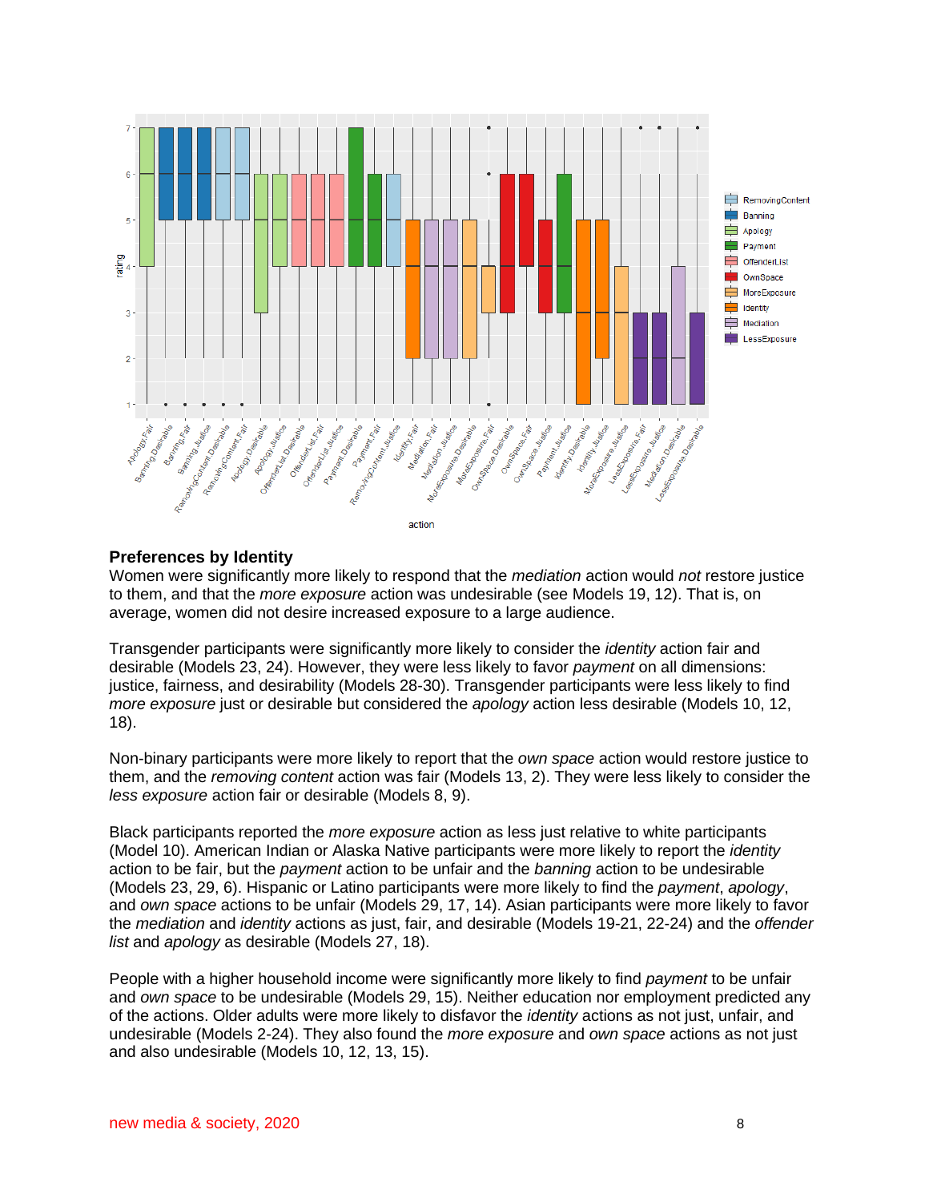## Preferences by Identity

Women were significantly more likely to respond that the *mediation* action would *not* restore justice to them, and that the *more exposure* action was undesirable (see Models 19, 12). That is, on average, women did not desire increased exposure to a large audience.

Transgender participants were significantly more likely to consider the *identity* action fair and desirable (Models 23, 24). However, they were less likely to favor *payment* on all dimensions: justice, fairness, and desirability (Models 28-30). Transgender participants were less likely to find *more exposure* just or desirable but considered the *apology* action less desirable (Models 10, 12, 18).

Non-binary participants were more likely to report that the *own space* action would restore justice to them, and the *removing content* action was fair (Models 13, 2). They were less likely to consider the *less exposure* action fair or desirable (Models 8, 9).

Black participants reported the *more exposure* action as less just relative to white participants (Model 10). American Indian or Alaska Native participants were more likely to report the *identity* action to be fair, but the *payment* action to be unfair and the *banning* action to be undesirable (Models 23, 29, 6). Hispanic or Latino participants were more likely to find the *payment*, *apology*, and *own space* actions to be unfair (Models 29, 17, 14). Asian participants were more likely to favor the *mediation* and *identity* actions as just, fair, and desirable (Models 19-21, 22-24) and the *offender list* and *apology* as desirable (Models 27, 18).

People with a higher household income were significantly more likely to find *payment* to be unfair and *own space* to be undesirable (Models 29, 15). Neither education nor employment predicted any of the actions. Older adults were more likely to disfavor the *identity* actions as not just, unfair, and undesirable (Models 2-24). They also found the *more exposure* and *own space* actions as not just and also undesirable (Models 10, 12, 13, 15).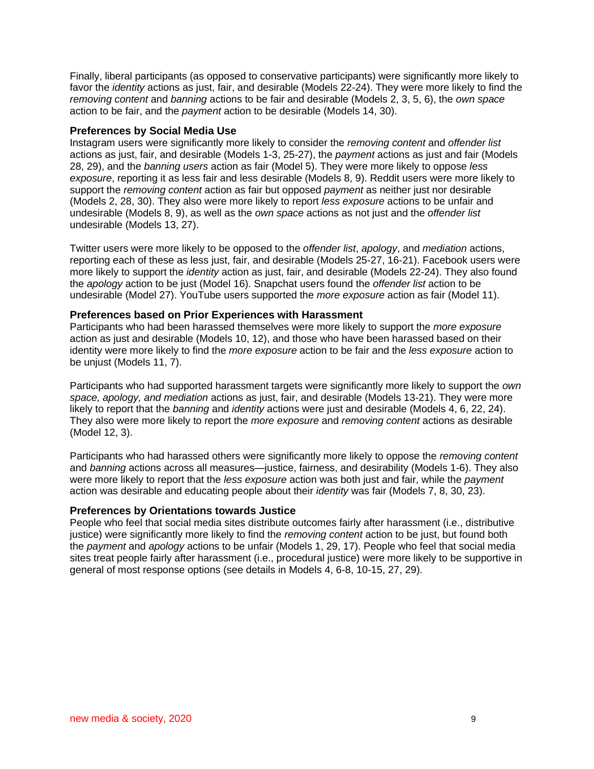Finally, liberal participants (as opposed to conservative participants) were significantly more likely to favor the *identity* actions as just, fair, and desirable (Models 22-24). They were more likely to find the *removing content* and *banning* actions to be fair and desirable (Models 2, 3, 5, 6), the *own space* action to be fair, and the *payment* action to be desirable (Models 14, 30).

### Preferences by Social Media Use

Instagram users were significantly more likely to consider the *removing content* and *offender list* actions as just, fair, and desirable (Models 1-3, 25-27), the *payment* actions as just and fair (Models 28, 29), and the *banning users* action as fair (Model 5). They were more likely to oppose *less exposure*, reporting it as less fair and less desirable (Models 8, 9). Reddit users were more likely to support the *removing content* action as fair but opposed *payment* as neither just nor desirable (Models 2, 28, 30). They also were more likely to report *less exposure* actions to be unfair and undesirable (Models 8, 9), as well as the *own space* actions as not just and the *offender list* undesirable (Models 13, 27).

Twitter users were more likely to be opposed to the *offender list*, *apology*, and *mediation* actions, reporting each of these as less just, fair, and desirable (Models 25-27, 16-21). Facebook users were more likely to support the *identity* action as just, fair, and desirable (Models 22-24). They also found the *apology* action to be just (Model 16). Snapchat users found the *offender list* action to be undesirable (Model 27). YouTube users supported the *more exposure* action as fair (Model 11).

### Preferences based on Prior Experiences with Harassment

Participants who had been harassed themselves were more likely to support the *more exposure* action as just and desirable (Models 10, 12), and those who have been harassed based on their identity were more likely to find the *more exposure* action to be fair and the *less exposure* action to be unjust (Models 11, 7).

Participants who had supported harassment targets were significantly more likely to support the *own space, apology, and mediation* actions as just, fair, and desirable (Models 13-21). They were more likely to report that the *banning* and *identity* actions were just and desirable (Models 4, 6, 22, 24). They also were more likely to report the *more exposure* and *removing content* actions as desirable (Model 12, 3).

Participants who had harassed others were significantly more likely to oppose the *removing content* and *banning* actions across all measures—justice, fairness, and desirability (Models 1-6). They also were more likely to report that the *less exposure* action was both just and fair, while the *payment* action was desirable and educating people about their *identity* was fair (Models 7, 8, 30, 23).

### Preferences by Orientations towards Justice

People who feel that social media sites distribute outcomes fairly after harassment (i.e., distributive justice) were significantly more likely to find the *removing content* action to be just, but found both the *payment* and *apology* actions to be unfair (Models 1, 29, 17). People who feel that social media sites treat people fairly after harassment (i.e., procedural justice) were more likely to be supportive in general of most response options (see details in Models 4, 6-8, 10-15, 27, 29).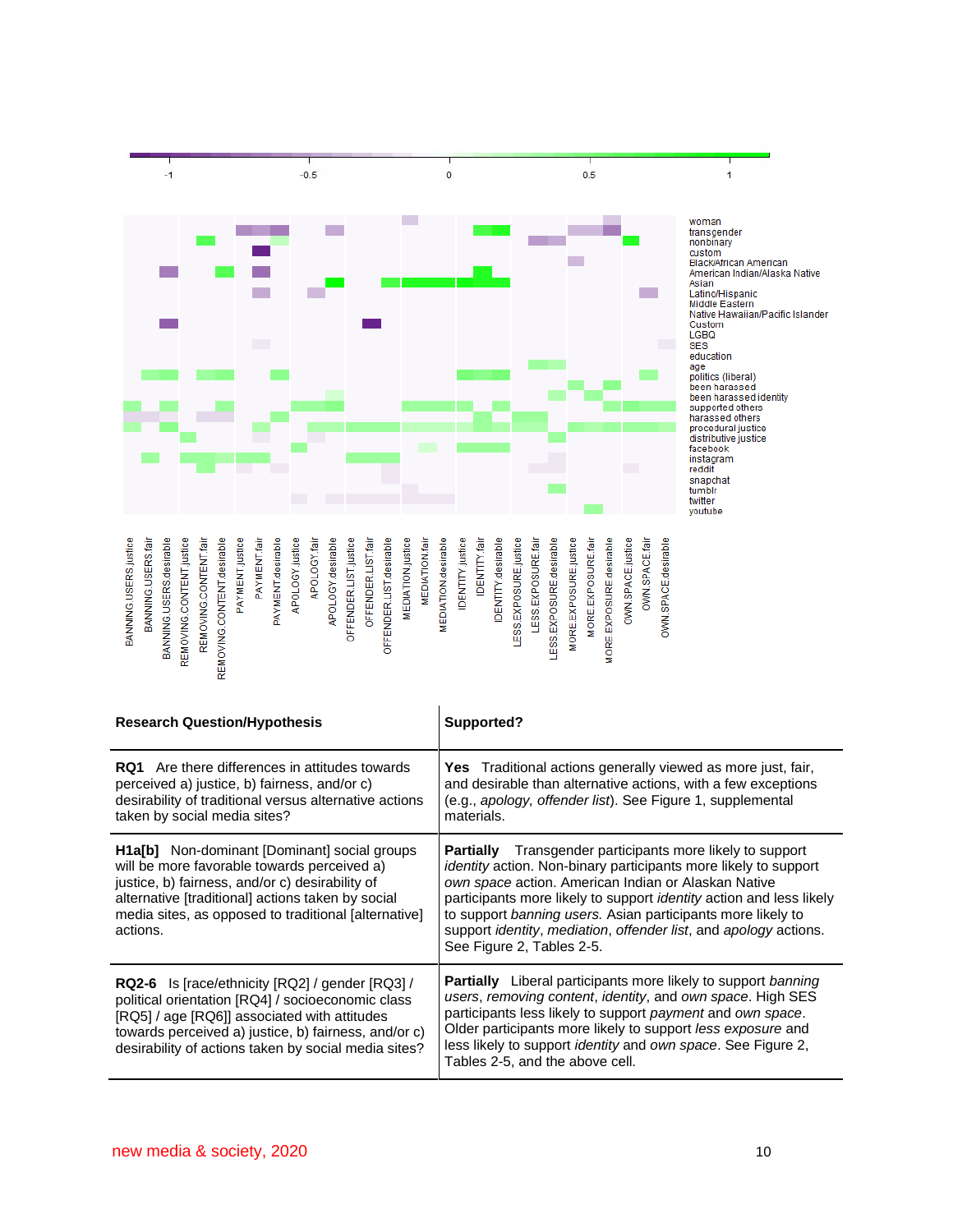| Research Question/Hypothesis | Supported? |
|---|---|
| **RQ1** Are there differences in attitudes towards perceived a) justice, b) fairness, and/or c) desirability of traditional versus alternative actions taken by social media sites? | **Yes** Traditional actions generally viewed as more just, fair, and desirable than alternative actions, with a few exceptions (e.g., *apology, offender list*). See Figure 1, supplemental materials. |
| **H1a[b]** Non-dominant [Dominant] social groups will be more favorable towards perceived a) justice, b) fairness, and/or c) desirability of alternative [traditional] actions taken by social media sites, as opposed to traditional [alternative] actions. | **Partially** Transgender participants more likely to support *identity* action. Non-binary participants more likely to support *own space* action. American Indian or Alaskan Native participants more likely to support *identity* action and less likely to support *banning users.* Asian participants more likely to support *identity*, *mediation*, *offender list*, and *apology* actions. See Figure 2, Tables 2-5. |
| **RQ2-6** Is [race/ethnicity [RQ2] / gender [RQ3] / political orientation [RQ4] / socioeconomic class [RQ5] / age [RQ6]] associated with attitudes towards perceived a) justice, b) fairness, and/or c) desirability of actions taken by social media sites? | **Partially** Liberal participants more likely to support *banning users*, *removing content*, *identity*, and *own space*. High SES participants less likely to support *payment* and *own space*. Older participants more likely to support *less exposure* and less likely to support *identity* and *own space*. See Figure 2, Tables 2-5, and the above cell. |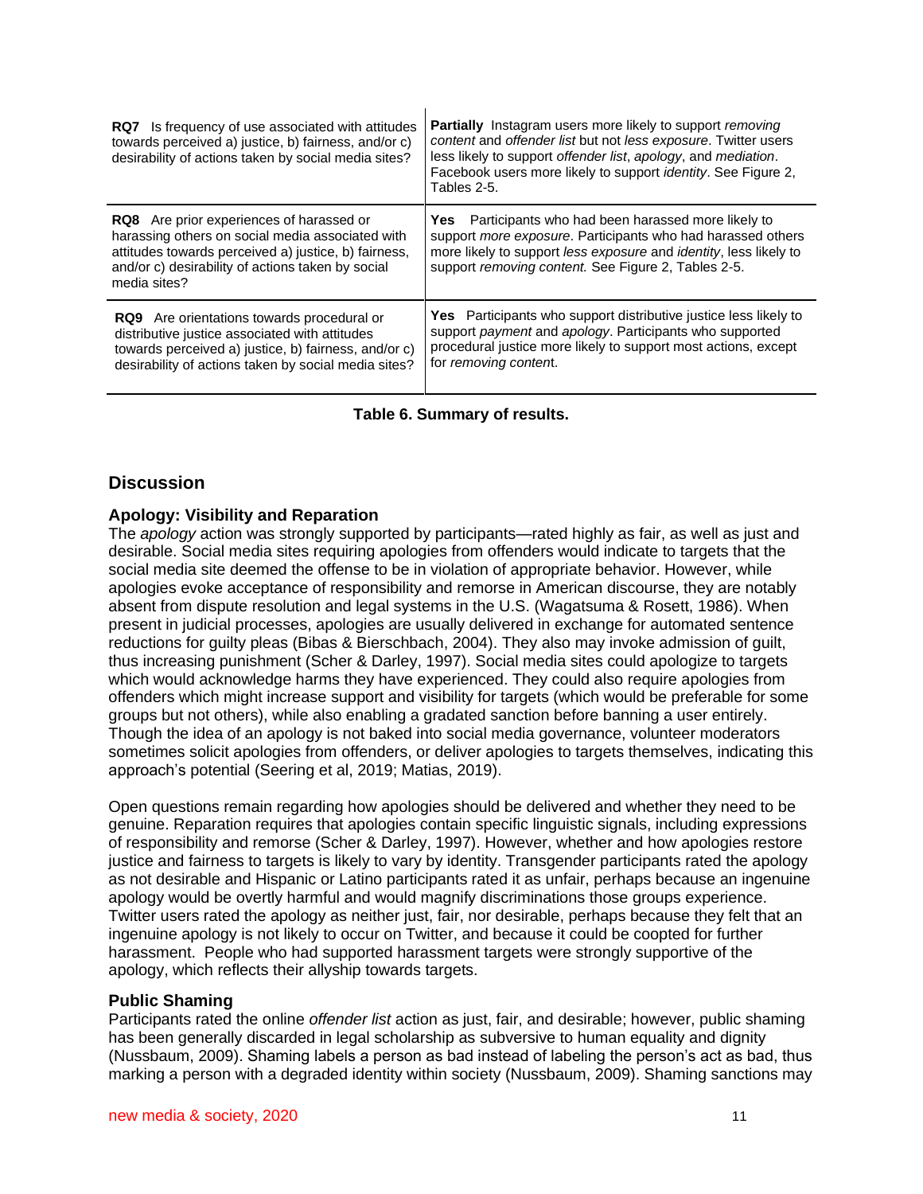| | |
|---|---|
| **RQ7** Is frequency of use associated with attitudes towards perceived a) justice, b) fairness, and/or c) desirability of actions taken by social media sites? | **Partially** Instagram users more likely to support *removing content* and *offender list* but not *less exposure*. Twitter users less likely to support *offender list*, *apology*, and *mediation*. Facebook users more likely to support *identity*. See Figure 2, Tables 2-5. |
| **RQ8** Are prior experiences of harassed or harassing others on social media associated with attitudes towards perceived a) justice, b) fairness, and/or c) desirability of actions taken by social media sites? | **Yes** Participants who had been harassed more likely to support *more exposure*. Participants who had harassed others more likely to support *less exposure* and *identity*, less likely to support *removing content.* See Figure 2, Tables 2-5. |
| **RQ9** Are orientations towards procedural or distributive justice associated with attitudes towards perceived a) justice, b) fairness, and/or c) desirability of actions taken by social media sites? | **Yes** Participants who support distributive justice less likely to support *payment* and *apology*. Participants who supported procedural justice more likely to support most actions, except for *removing content*. |

**Table 6. Summary of results.**

## Discussion

### Apology: Visibility and Reparation

The *apology* action was strongly supported by participants—rated highly as fair, as well as just and desirable. Social media sites requiring apologies from offenders would indicate to targets that the social media site deemed the offense to be in violation of appropriate behavior. However, while apologies evoke acceptance of responsibility and remorse in American discourse, they are notably absent from dispute resolution and legal systems in the U.S. (Wagatsuma & Rosett, 1986). When present in judicial processes, apologies are usually delivered in exchange for automated sentence reductions for guilty pleas (Bibas & Bierschbach, 2004). They also may invoke admission of guilt, thus increasing punishment (Scher & Darley, 1997). Social media sites could apologize to targets which would acknowledge harms they have experienced. They could also require apologies from offenders which might increase support and visibility for targets (which would be preferable for some groups but not others), while also enabling a gradated sanction before banning a user entirely. Though the idea of an apology is not baked into social media governance, volunteer moderators sometimes solicit apologies from offenders, or deliver apologies to targets themselves, indicating this approach's potential (Seering et al, 2019; Matias, 2019).

Open questions remain regarding how apologies should be delivered and whether they need to be genuine. Reparation requires that apologies contain specific linguistic signals, including expressions of responsibility and remorse (Scher & Darley, 1997). However, whether and how apologies restore justice and fairness to targets is likely to vary by identity. Transgender participants rated the apology as not desirable and Hispanic or Latino participants rated it as unfair, perhaps because an ingenuine apology would be overtly harmful and would magnify discriminations those groups experience. Twitter users rated the apology as neither just, fair, nor desirable, perhaps because they felt that an ingenuine apology is not likely to occur on Twitter, and because it could be coopted for further harassment. People who had supported harassment targets were strongly supportive of the apology, which reflects their allyship towards targets.

### Public Shaming

Participants rated the online *offender list* action as just, fair, and desirable; however, public shaming has been generally discarded in legal scholarship as subversive to human equality and dignity (Nussbaum, 2009). Shaming labels a person as bad instead of labeling the person's act as bad, thus marking a person with a degraded identity within society (Nussbaum, 2009). Shaming sanctions may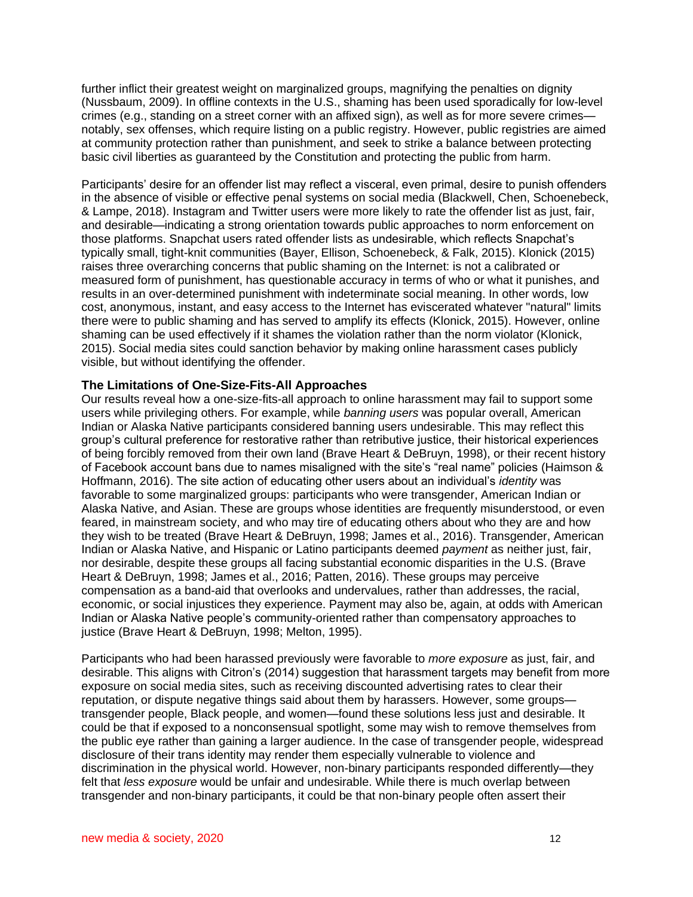further inflict their greatest weight on marginalized groups, magnifying the penalties on dignity (Nussbaum, 2009). In offline contexts in the U.S., shaming has been used sporadically for low-level crimes (e.g., standing on a street corner with an affixed sign), as well as for more severe crimes—notably, sex offenses, which require listing on a public registry. However, public registries are aimed at community protection rather than punishment, and seek to strike a balance between protecting basic civil liberties as guaranteed by the Constitution and protecting the public from harm.

Participants' desire for an offender list may reflect a visceral, even primal, desire to punish offenders in the absence of visible or effective penal systems on social media (Blackwell, Chen, Schoenebeck, & Lampe, 2018). Instagram and Twitter users were more likely to rate the offender list as just, fair, and desirable—indicating a strong orientation towards public approaches to norm enforcement on those platforms. Snapchat users rated offender lists as undesirable, which reflects Snapchat's typically small, tight-knit communities (Bayer, Ellison, Schoenebeck, & Falk, 2015). Klonick (2015) raises three overarching concerns that public shaming on the Internet: is not a calibrated or measured form of punishment, has questionable accuracy in terms of who or what it punishes, and results in an over-determined punishment with indeterminate social meaning. In other words, low cost, anonymous, instant, and easy access to the Internet has eviscerated whatever "natural" limits there were to public shaming and has served to amplify its effects (Klonick, 2015). However, online shaming can be used effectively if it shames the violation rather than the norm violator (Klonick, 2015). Social media sites could sanction behavior by making online harassment cases publicly visible, but without identifying the offender.

### The Limitations of One-Size-Fits-All Approaches

Our results reveal how a one-size-fits-all approach to online harassment may fail to support some users while privileging others. For example, while *banning users* was popular overall, American Indian or Alaska Native participants considered banning users undesirable. This may reflect this group's cultural preference for restorative rather than retributive justice, their historical experiences of being forcibly removed from their own land (Brave Heart & DeBruyn, 1998), or their recent history of Facebook account bans due to names misaligned with the site's "real name" policies (Haimson & Hoffmann, 2016). The site action of educating other users about an individual's *identity* was favorable to some marginalized groups: participants who were transgender, American Indian or Alaska Native, and Asian. These are groups whose identities are frequently misunderstood, or even feared, in mainstream society, and who may tire of educating others about who they are and how they wish to be treated (Brave Heart & DeBruyn, 1998; James et al., 2016). Transgender, American Indian or Alaska Native, and Hispanic or Latino participants deemed *payment* as neither just, fair, nor desirable, despite these groups all facing substantial economic disparities in the U.S. (Brave Heart & DeBruyn, 1998; James et al., 2016; Patten, 2016). These groups may perceive compensation as a band-aid that overlooks and undervalues, rather than addresses, the racial, economic, or social injustices they experience. Payment may also be, again, at odds with American Indian or Alaska Native people's community-oriented rather than compensatory approaches to justice (Brave Heart & DeBruyn, 1998; Melton, 1995).

Participants who had been harassed previously were favorable to *more exposure* as just, fair, and desirable. This aligns with Citron's (2014) suggestion that harassment targets may benefit from more exposure on social media sites, such as receiving discounted advertising rates to clear their reputation, or dispute negative things said about them by harassers. However, some groups—transgender people, Black people, and women—found these solutions less just and desirable. It could be that if exposed to a nonconsensual spotlight, some may wish to remove themselves from the public eye rather than gaining a larger audience. In the case of transgender people, widespread disclosure of their trans identity may render them especially vulnerable to violence and discrimination in the physical world. However, non-binary participants responded differently—they felt that *less exposure* would be unfair and undesirable. While there is much overlap between transgender and non-binary participants, it could be that non-binary people often assert their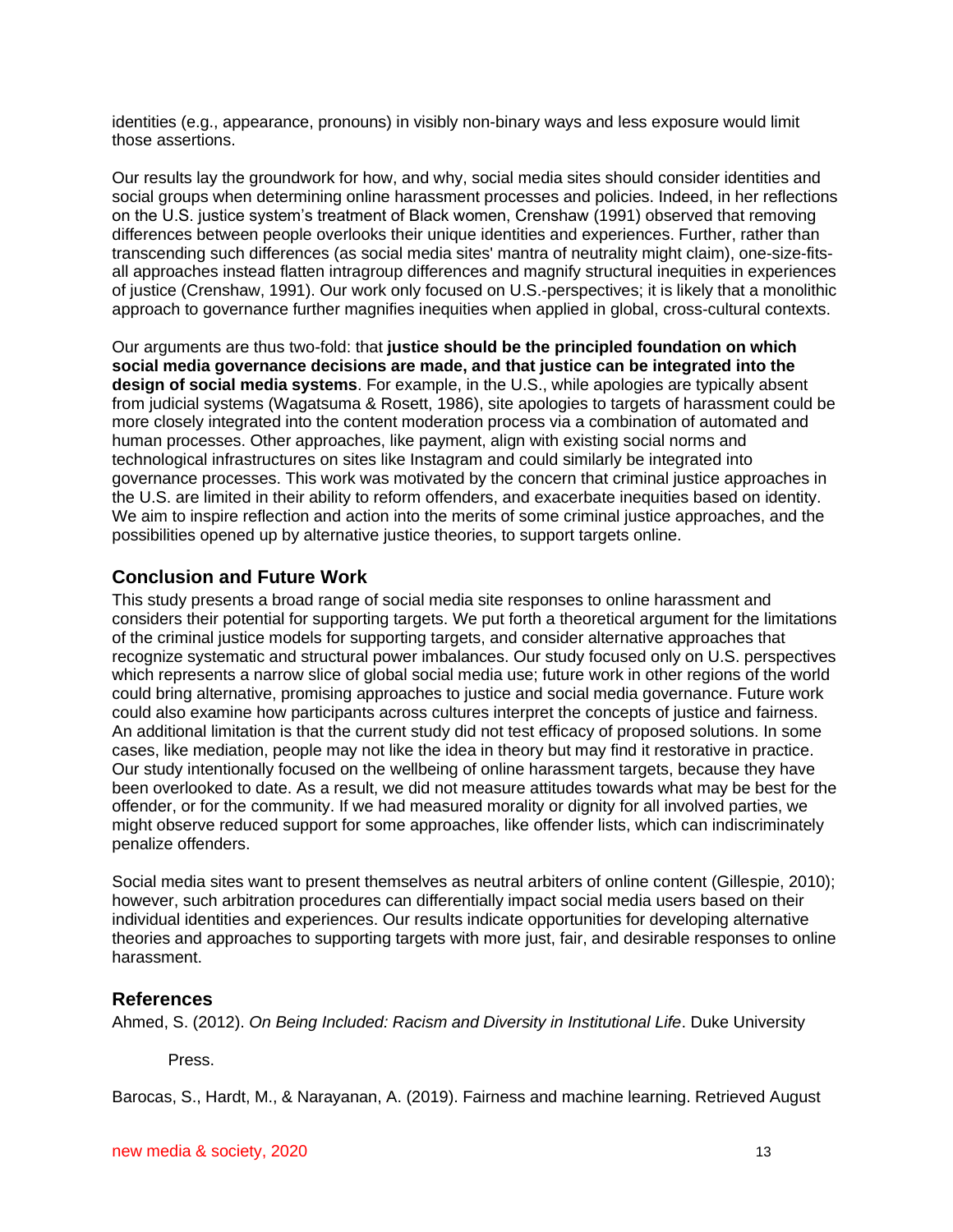identities (e.g., appearance, pronouns) in visibly non-binary ways and less exposure would limit those assertions.

Our results lay the groundwork for how, and why, social media sites should consider identities and social groups when determining online harassment processes and policies. Indeed, in her reflections on the U.S. justice system's treatment of Black women, Crenshaw (1991) observed that removing differences between people overlooks their unique identities and experiences. Further, rather than transcending such differences (as social media sites' mantra of neutrality might claim), one-size-fits-all approaches instead flatten intragroup differences and magnify structural inequities in experiences of justice (Crenshaw, 1991). Our work only focused on U.S.-perspectives; it is likely that a monolithic approach to governance further magnifies inequities when applied in global, cross-cultural contexts.

Our arguments are thus two-fold: that **justice should be the principled foundation on which social media governance decisions are made, and that justice can be integrated into the design of social media systems**. For example, in the U.S., while apologies are typically absent from judicial systems (Wagatsuma & Rosett, 1986), site apologies to targets of harassment could be more closely integrated into the content moderation process via a combination of automated and human processes. Other approaches, like payment, align with existing social norms and technological infrastructures on sites like Instagram and could similarly be integrated into governance processes. This work was motivated by the concern that criminal justice approaches in the U.S. are limited in their ability to reform offenders, and exacerbate inequities based on identity. We aim to inspire reflection and action into the merits of some criminal justice approaches, and the possibilities opened up by alternative justice theories, to support targets online.

## Conclusion and Future Work

This study presents a broad range of social media site responses to online harassment and considers their potential for supporting targets. We put forth a theoretical argument for the limitations of the criminal justice models for supporting targets, and consider alternative approaches that recognize systematic and structural power imbalances. Our study focused only on U.S. perspectives which represents a narrow slice of global social media use; future work in other regions of the world could bring alternative, promising approaches to justice and social media governance. Future work could also examine how participants across cultures interpret the concepts of justice and fairness. An additional limitation is that the current study did not test efficacy of proposed solutions. In some cases, like mediation, people may not like the idea in theory but may find it restorative in practice. Our study intentionally focused on the wellbeing of online harassment targets, because they have been overlooked to date. As a result, we did not measure attitudes towards what may be best for the offender, or for the community. If we had measured morality or dignity for all involved parties, we might observe reduced support for some approaches, like offender lists, which can indiscriminately penalize offenders.

Social media sites want to present themselves as neutral arbiters of online content (Gillespie, 2010); however, such arbitration procedures can differentially impact social media users based on their individual identities and experiences. Our results indicate opportunities for developing alternative theories and approaches to supporting targets with more just, fair, and desirable responses to online harassment.

## References

Ahmed, S. (2012). *On Being Included: Racism and Diversity in Institutional Life*. Duke University Press.

Barocas, S., Hardt, M., & Narayanan, A. (2019). Fairness and machine learning. Retrieved August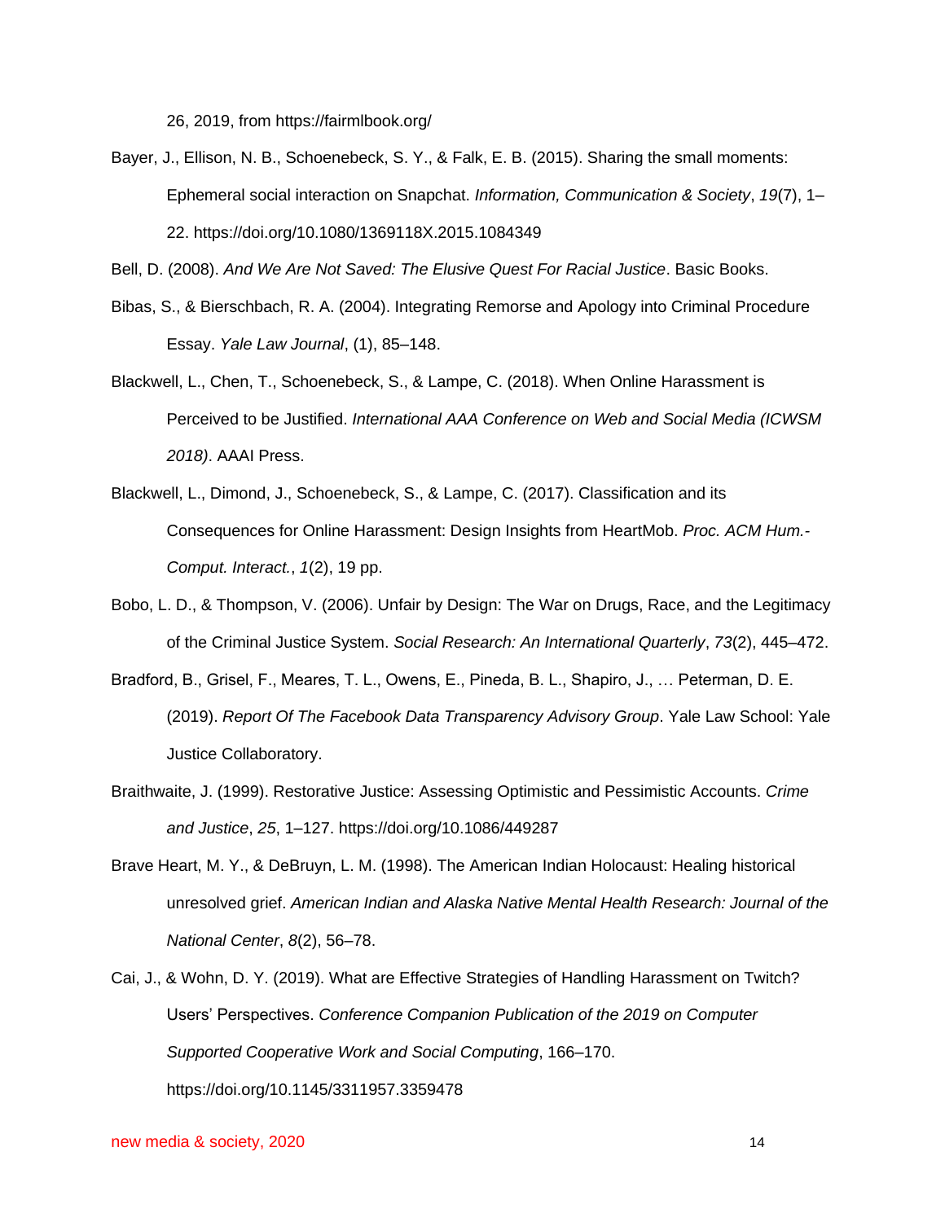26, 2019, from https://fairmlbook.org/

Bayer, J., Ellison, N. B., Schoenebeck, S. Y., & Falk, E. B. (2015). Sharing the small moments: Ephemeral social interaction on Snapchat. *Information, Communication & Society*, *19*(7), 1–22. https://doi.org/10.1080/1369118X.2015.1084349

Bell, D. (2008). *And We Are Not Saved: The Elusive Quest For Racial Justice*. Basic Books.

Bibas, S., & Bierschbach, R. A. (2004). Integrating Remorse and Apology into Criminal Procedure Essay. *Yale Law Journal*, (1), 85–148.

Blackwell, L., Chen, T., Schoenebeck, S., & Lampe, C. (2018). When Online Harassment is Perceived to be Justified. *International AAA Conference on Web and Social Media (ICWSM 2018)*. AAAI Press.

Blackwell, L., Dimond, J., Schoenebeck, S., & Lampe, C. (2017). Classification and its Consequences for Online Harassment: Design Insights from HeartMob. *Proc. ACM Hum.-Comput. Interact.*, *1*(2), 19 pp.

Bobo, L. D., & Thompson, V. (2006). Unfair by Design: The War on Drugs, Race, and the Legitimacy of the Criminal Justice System. *Social Research: An International Quarterly*, *73*(2), 445–472.

Bradford, B., Grisel, F., Meares, T. L., Owens, E., Pineda, B. L., Shapiro, J., … Peterman, D. E. (2019). *Report Of The Facebook Data Transparency Advisory Group*. Yale Law School: Yale Justice Collaboratory.

Braithwaite, J. (1999). Restorative Justice: Assessing Optimistic and Pessimistic Accounts. *Crime and Justice*, *25*, 1–127. https://doi.org/10.1086/449287

Brave Heart, M. Y., & DeBruyn, L. M. (1998). The American Indian Holocaust: Healing historical unresolved grief. *American Indian and Alaska Native Mental Health Research: Journal of the National Center*, *8*(2), 56–78.

Cai, J., & Wohn, D. Y. (2019). What are Effective Strategies of Handling Harassment on Twitch? Users' Perspectives. *Conference Companion Publication of the 2019 on Computer Supported Cooperative Work and Social Computing*, 166–170. https://doi.org/10.1145/3311957.3359478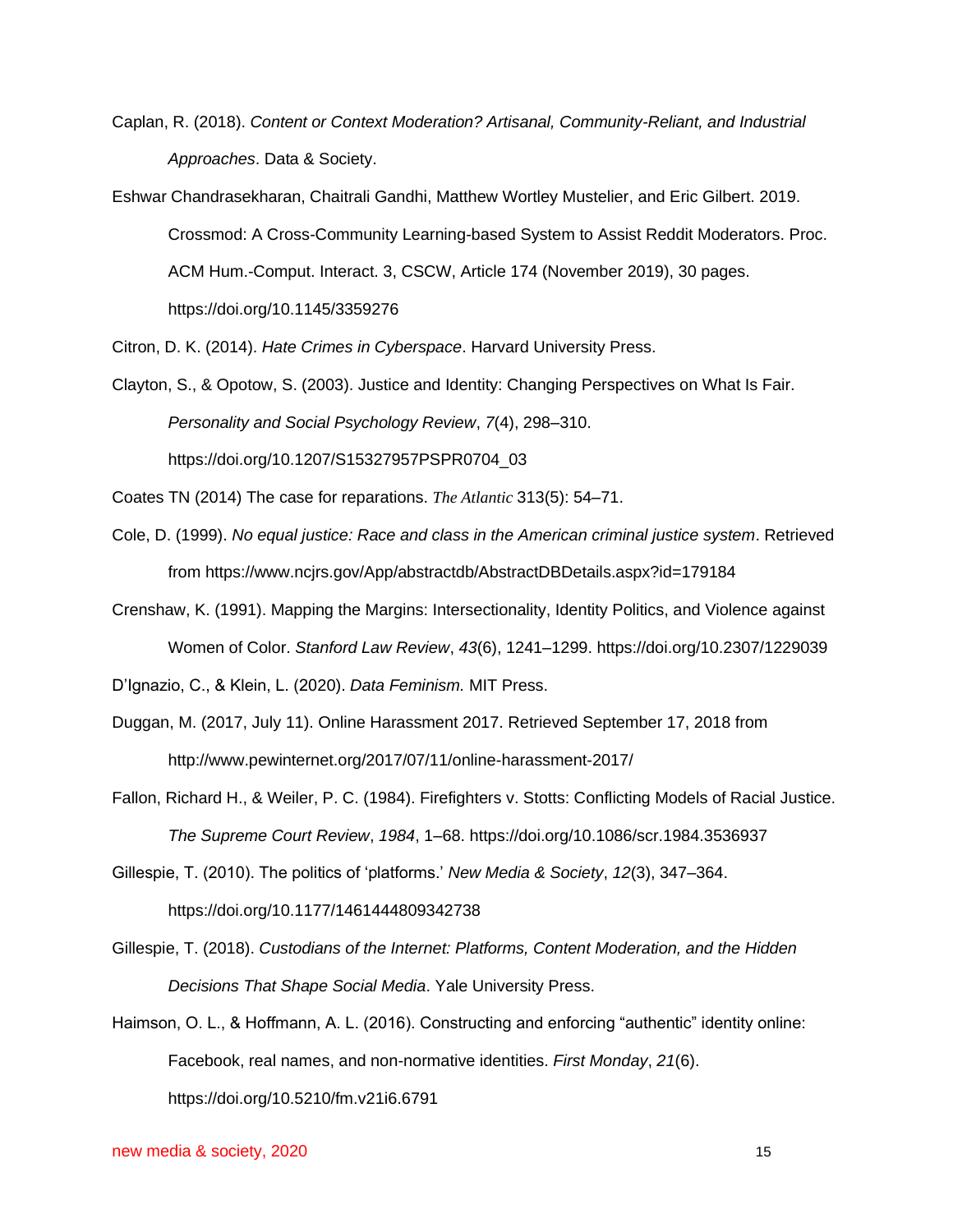Caplan, R. (2018). *Content or Context Moderation? Artisanal, Community-Reliant, and Industrial Approaches*. Data & Society.

Eshwar Chandrasekharan, Chaitrali Gandhi, Matthew Wortley Mustelier, and Eric Gilbert. 2019. Crossmod: A Cross-Community Learning-based System to Assist Reddit Moderators. Proc. ACM Hum.-Comput. Interact. 3, CSCW, Article 174 (November 2019), 30 pages. https://doi.org/10.1145/3359276

Citron, D. K. (2014). *Hate Crimes in Cyberspace*. Harvard University Press.

Clayton, S., & Opotow, S. (2003). Justice and Identity: Changing Perspectives on What Is Fair. *Personality and Social Psychology Review*, *7*(4), 298–310. https://doi.org/10.1207/S15327957PSPR0704_03

Coates TN (2014) The case for reparations. *The Atlantic* 313(5): 54–71.

Cole, D. (1999). *No equal justice: Race and class in the American criminal justice system*. Retrieved from https://www.ncjrs.gov/App/abstractdb/AbstractDBDetails.aspx?id=179184

Crenshaw, K. (1991). Mapping the Margins: Intersectionality, Identity Politics, and Violence against Women of Color. *Stanford Law Review*, *43*(6), 1241–1299. https://doi.org/10.2307/1229039

D'Ignazio, C., & Klein, L. (2020). *Data Feminism.* MIT Press.

Duggan, M. (2017, July 11). Online Harassment 2017. Retrieved September 17, 2018 from http://www.pewinternet.org/2017/07/11/online-harassment-2017/

Fallon, Richard H., & Weiler, P. C. (1984). Firefighters v. Stotts: Conflicting Models of Racial Justice. *The Supreme Court Review*, *1984*, 1–68. https://doi.org/10.1086/scr.1984.3536937

Gillespie, T. (2010). The politics of 'platforms.' *New Media & Society*, *12*(3), 347–364. https://doi.org/10.1177/1461444809342738

Gillespie, T. (2018). *Custodians of the Internet: Platforms, Content Moderation, and the Hidden Decisions That Shape Social Media*. Yale University Press.

Haimson, O. L., & Hoffmann, A. L. (2016). Constructing and enforcing "authentic" identity online: Facebook, real names, and non-normative identities. *First Monday*, *21*(6). https://doi.org/10.5210/fm.v21i6.6791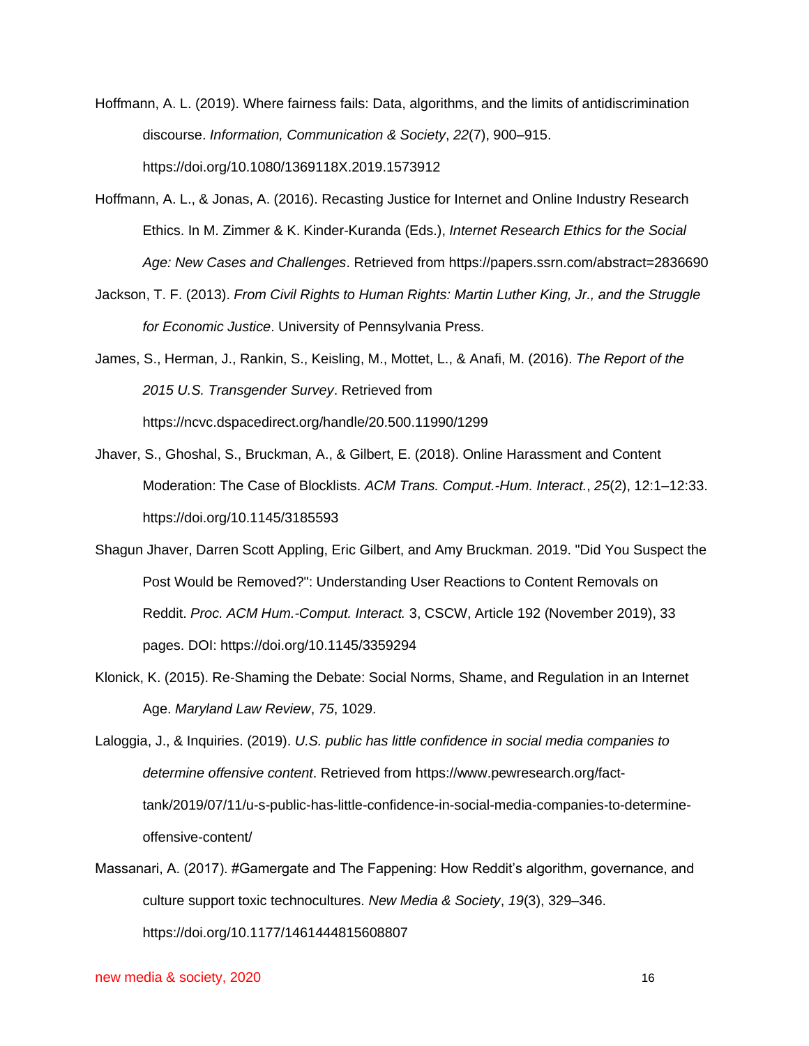Hoffmann, A. L. (2019). Where fairness fails: Data, algorithms, and the limits of antidiscrimination discourse. *Information, Communication & Society*, *22*(7), 900–915. https://doi.org/10.1080/1369118X.2019.1573912

Hoffmann, A. L., & Jonas, A. (2016). Recasting Justice for Internet and Online Industry Research Ethics. In M. Zimmer & K. Kinder-Kuranda (Eds.), *Internet Research Ethics for the Social Age: New Cases and Challenges*. Retrieved from https://papers.ssrn.com/abstract=2836690

Jackson, T. F. (2013). *From Civil Rights to Human Rights: Martin Luther King, Jr., and the Struggle for Economic Justice*. University of Pennsylvania Press.

James, S., Herman, J., Rankin, S., Keisling, M., Mottet, L., & Anafi, M. (2016). *The Report of the 2015 U.S. Transgender Survey*. Retrieved from https://ncvc.dspacedirect.org/handle/20.500.11990/1299

Jhaver, S., Ghoshal, S., Bruckman, A., & Gilbert, E. (2018). Online Harassment and Content Moderation: The Case of Blocklists. *ACM Trans. Comput.-Hum. Interact.*, *25*(2), 12:1–12:33. https://doi.org/10.1145/3185593

Shagun Jhaver, Darren Scott Appling, Eric Gilbert, and Amy Bruckman. 2019. "Did You Suspect the Post Would be Removed?": Understanding User Reactions to Content Removals on Reddit. *Proc. ACM Hum.-Comput. Interact.* 3, CSCW, Article 192 (November 2019), 33 pages. DOI: https://doi.org/10.1145/3359294

Klonick, K. (2015). Re-Shaming the Debate: Social Norms, Shame, and Regulation in an Internet Age. *Maryland Law Review*, *75*, 1029.

Laloggia, J., & Inquiries. (2019). *U.S. public has little confidence in social media companies to determine offensive content*. Retrieved from https://www.pewresearch.org/fact-tank/2019/07/11/u-s-public-has-little-confidence-in-social-media-companies-to-determine-offensive-content/

Massanari, A. (2017). #Gamergate and The Fappening: How Reddit's algorithm, governance, and culture support toxic technocultures. *New Media & Society*, *19*(3), 329–346. https://doi.org/10.1177/1461444815608807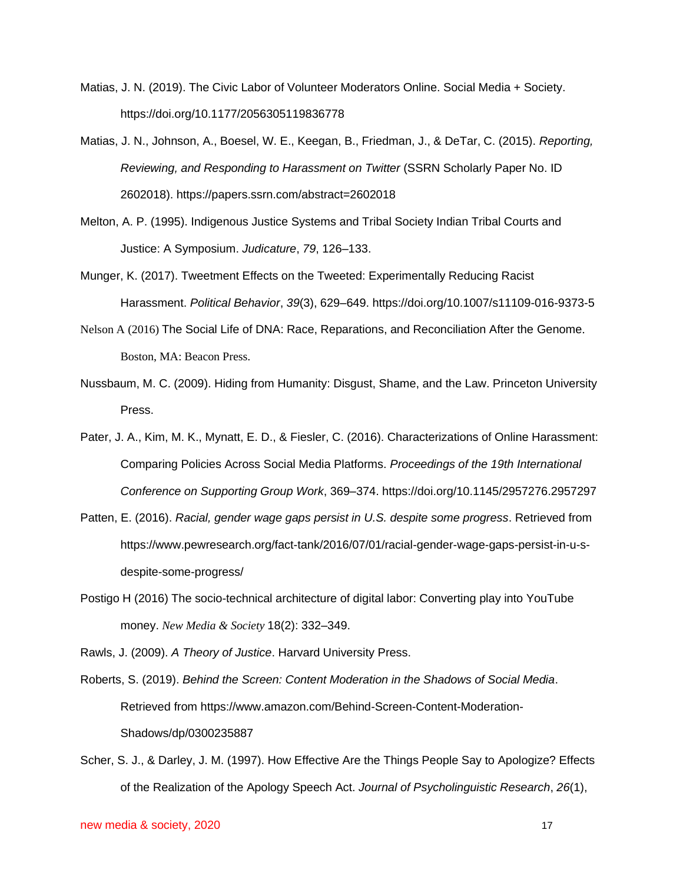Matias, J. N. (2019). The Civic Labor of Volunteer Moderators Online. Social Media + Society. https://doi.org/10.1177/2056305119836778

Matias, J. N., Johnson, A., Boesel, W. E., Keegan, B., Friedman, J., & DeTar, C. (2015). *Reporting, Reviewing, and Responding to Harassment on Twitter* (SSRN Scholarly Paper No. ID 2602018). https://papers.ssrn.com/abstract=2602018

Melton, A. P. (1995). Indigenous Justice Systems and Tribal Society Indian Tribal Courts and Justice: A Symposium. *Judicature*, *79*, 126–133.

Munger, K. (2017). Tweetment Effects on the Tweeted: Experimentally Reducing Racist Harassment. *Political Behavior*, *39*(3), 629–649. https://doi.org/10.1007/s11109-016-9373-5

Nelson A (2016) The Social Life of DNA: Race, Reparations, and Reconciliation After the Genome. Boston, MA: Beacon Press.

Nussbaum, M. C. (2009). Hiding from Humanity: Disgust, Shame, and the Law. Princeton University Press.

Pater, J. A., Kim, M. K., Mynatt, E. D., & Fiesler, C. (2016). Characterizations of Online Harassment: Comparing Policies Across Social Media Platforms. *Proceedings of the 19th International Conference on Supporting Group Work*, 369–374. https://doi.org/10.1145/2957276.2957297

Patten, E. (2016). *Racial, gender wage gaps persist in U.S. despite some progress*. Retrieved from https://www.pewresearch.org/fact-tank/2016/07/01/racial-gender-wage-gaps-persist-in-u-s-despite-some-progress/

Postigo H (2016) The socio-technical architecture of digital labor: Converting play into YouTube money. *New Media & Society* 18(2): 332–349.

Rawls, J. (2009). *A Theory of Justice*. Harvard University Press.

Roberts, S. (2019). *Behind the Screen: Content Moderation in the Shadows of Social Media*. Retrieved from https://www.amazon.com/Behind-Screen-Content-Moderation-Shadows/dp/0300235887

Scher, S. J., & Darley, J. M. (1997). How Effective Are the Things People Say to Apologize? Effects of the Realization of the Apology Speech Act. *Journal of Psycholinguistic Research*, *26*(1),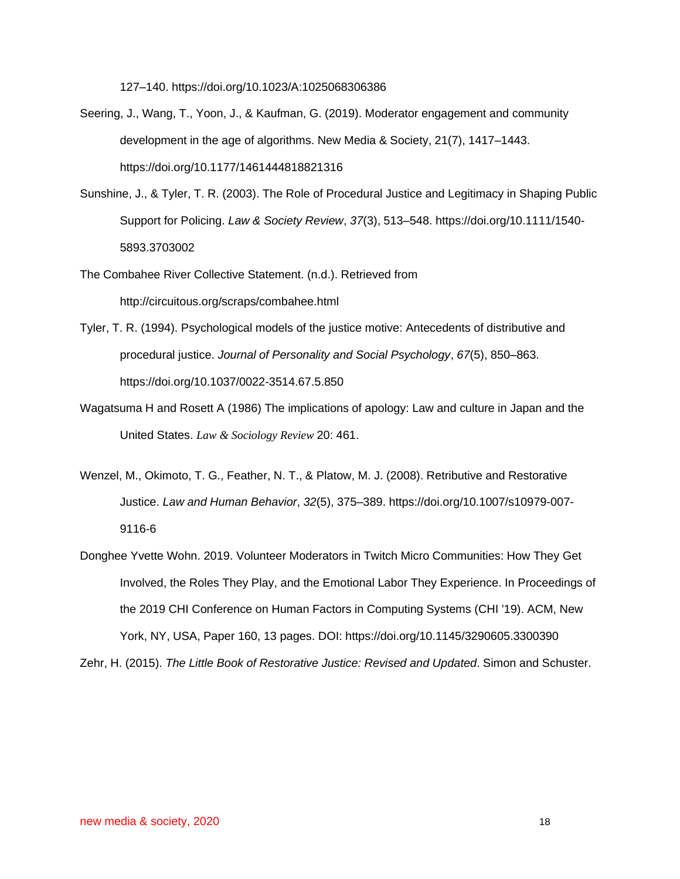127–140. https://doi.org/10.1023/A:1025068306386

Seering, J., Wang, T., Yoon, J., & Kaufman, G. (2019). Moderator engagement and community development in the age of algorithms. New Media & Society, 21(7), 1417–1443. https://doi.org/10.1177/1461444818821316

Sunshine, J., & Tyler, T. R. (2003). The Role of Procedural Justice and Legitimacy in Shaping Public Support for Policing. *Law & Society Review*, *37*(3), 513–548. https://doi.org/10.1111/1540-5893.3703002

The Combahee River Collective Statement. (n.d.). Retrieved from http://circuitous.org/scraps/combahee.html

Tyler, T. R. (1994). Psychological models of the justice motive: Antecedents of distributive and procedural justice. *Journal of Personality and Social Psychology*, *67*(5), 850–863. https://doi.org/10.1037/0022-3514.67.5.850

Wagatsuma H and Rosett A (1986) The implications of apology: Law and culture in Japan and the United States. *Law & Sociology Review* 20: 461.

Wenzel, M., Okimoto, T. G., Feather, N. T., & Platow, M. J. (2008). Retributive and Restorative Justice. *Law and Human Behavior*, *32*(5), 375–389. https://doi.org/10.1007/s10979-007-9116-6

Donghee Yvette Wohn. 2019. Volunteer Moderators in Twitch Micro Communities: How They Get Involved, the Roles They Play, and the Emotional Labor They Experience. In Proceedings of the 2019 CHI Conference on Human Factors in Computing Systems (CHI '19). ACM, New York, NY, USA, Paper 160, 13 pages. DOI: https://doi.org/10.1145/3290605.3300390

Zehr, H. (2015). *The Little Book of Restorative Justice: Revised and Updated*. Simon and Schuster.